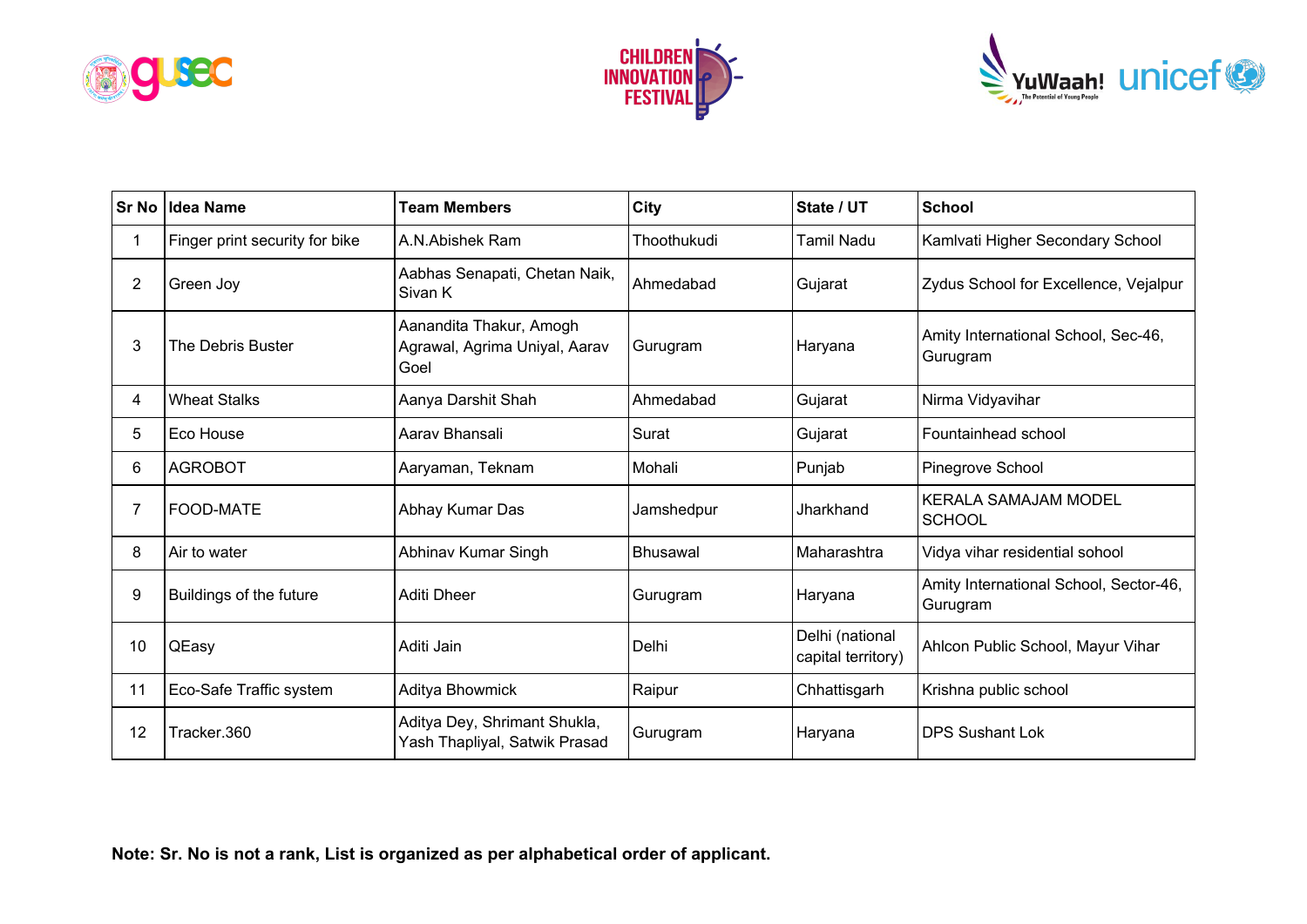| Sr No | Idea Name | Team Members | City | State / UT | School |
|---|---|---|---|---|---|
| 1 | Finger print security for bike | A.N.Abishek Ram | Thoothukudi | Tamil Nadu | Kamlvati Higher Secondary School |
| 2 | Green Joy | Aabhas Senapati, Chetan Naik, Sivan K | Ahmedabad | Gujarat | Zydus School for Excellence, Vejalpur |
| 3 | The Debris Buster | Aanandita Thakur, Amogh Agrawal, Agrima Uniyal, Aarav Goel | Gurugram | Haryana | Amity International School, Sec-46, Gurugram |
| 4 | Wheat Stalks | Aanya Darshit Shah | Ahmedabad | Gujarat | Nirma Vidyavihar |
| 5 | Eco House | Aarav Bhansali | Surat | Gujarat | Fountainhead school |
| 6 | AGROBOT | Aaryaman, Teknam | Mohali | Punjab | Pinegrove School |
| 7 | FOOD-MATE | Abhay Kumar Das | Jamshedpur | Jharkhand | KERALA SAMAJAM MODEL SCHOOL |
| 8 | Air to water | Abhinav Kumar Singh | Bhusawal | Maharashtra | Vidya vihar residential sohool |
| 9 | Buildings of the future | Aditi Dheer | Gurugram | Haryana | Amity International School, Sector-46, Gurugram |
| 10 | QEasy | Aditi Jain | Delhi | Delhi (national capital territory) | Ahlcon Public School, Mayur Vihar |
| 11 | Eco-Safe Traffic system | Aditya Bhowmick | Raipur | Chhattisgarh | Krishna public school |
| 12 | Tracker.360 | Aditya Dey, Shrimant Shukla, Yash Thapliyal, Satwik Prasad | Gurugram | Haryana | DPS Sushant Lok |

**Note: Sr. No is not a rank, List is organized as per alphabetical order of applicant.**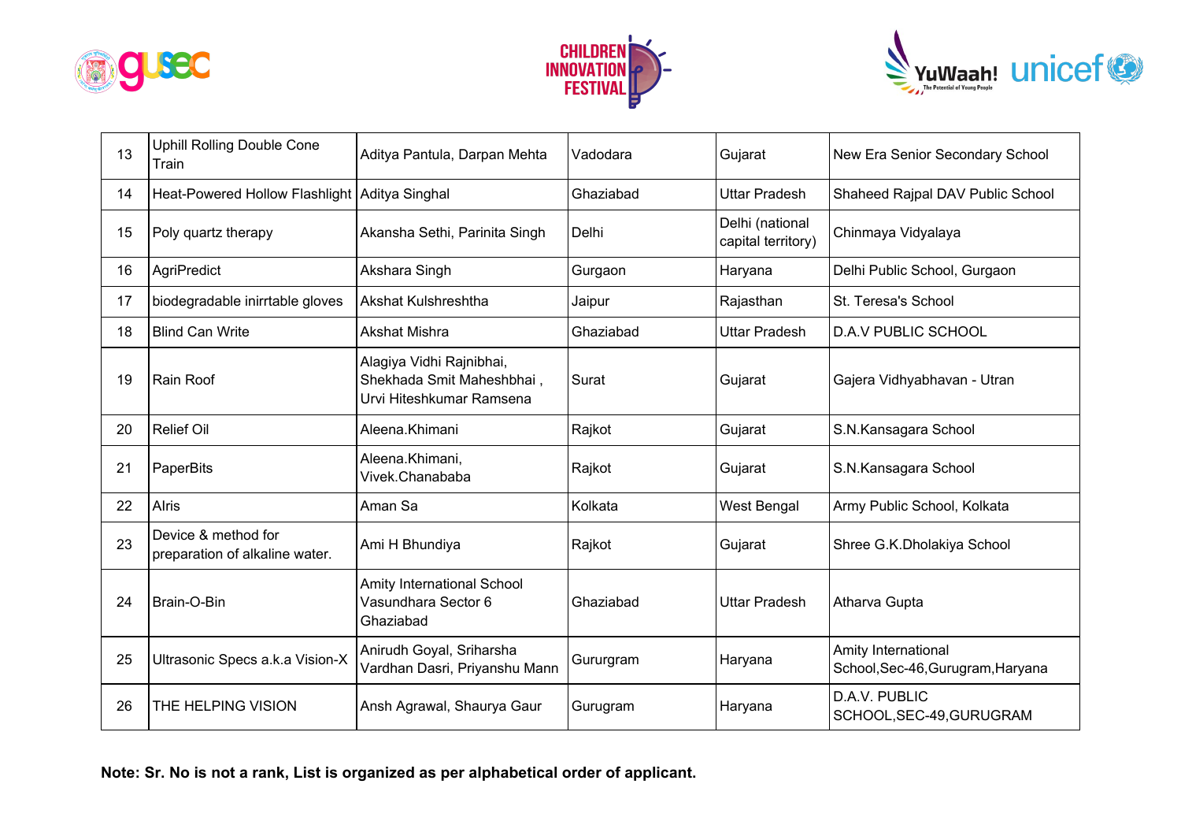| 13 | Uphill Rolling Double Cone Train | Aditya Pantula, Darpan Mehta | Vadodara | Gujarat | New Era Senior Secondary School |
|---|---|---|---|---|---|
| 14 | Heat-Powered Hollow Flashlight | Aditya Singhal | Ghaziabad | Uttar Pradesh | Shaheed Rajpal DAV Public School |
| 15 | Poly quartz therapy | Akansha Sethi, Parinita Singh | Delhi | Delhi (national capital territory) | Chinmaya Vidyalaya |
| 16 | AgriPredict | Akshara Singh | Gurgaon | Haryana | Delhi Public School, Gurgaon |
| 17 | biodegradable inirrtable gloves | Akshat Kulshreshtha | Jaipur | Rajasthan | St. Teresa's School |
| 18 | Blind Can Write | Akshat Mishra | Ghaziabad | Uttar Pradesh | D.A.V PUBLIC SCHOOL |
| 19 | Rain Roof | Alagiya Vidhi Rajnibhai, Shekhada Smit Maheshbhai , Urvi Hiteshkumar Ramsena | Surat | Gujarat | Gajera Vidhyabhavan - Utran |
| 20 | Relief Oil | Aleena.Khimani | Rajkot | Gujarat | S.N.Kansagara School |
| 21 | PaperBits | Aleena.Khimani, Vivek.Chanababa | Rajkot | Gujarat | S.N.Kansagara School |
| 22 | AIris | Aman Sa | Kolkata | West Bengal | Army Public School, Kolkata |
| 23 | Device & method for preparation of alkaline water. | Ami H Bhundiya | Rajkot | Gujarat | Shree G.K.Dholakiya School |
| 24 | Brain-O-Bin | Amity International School Vasundhara Sector 6 Ghaziabad | Ghaziabad | Uttar Pradesh | Atharva Gupta |
| 25 | Ultrasonic Specs a.k.a Vision-X | Anirudh Goyal, Sriharsha Vardhan Dasri, Priyanshu Mann | Gururgram | Haryana | Amity International School,Sec-46,Gurugram,Haryana |
| 26 | THE HELPING VISION | Ansh Agrawal, Shaurya Gaur | Gurugram | Haryana | D.A.V. PUBLIC SCHOOL,SEC-49,GURUGRAM |

**Note: Sr. No is not a rank, List is organized as per alphabetical order of applicant.**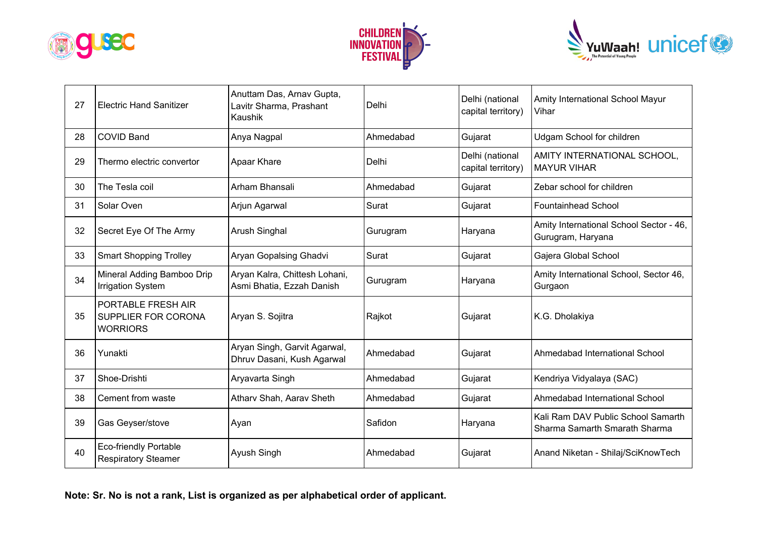| 27 | Electric Hand Sanitizer | Anuttam Das, Arnav Gupta, Lavitr Sharma, Prashant Kaushik | Delhi | Delhi (national capital territory) | Amity International School Mayur Vihar |
|---|---|---|---|---|---|
| 28 | COVID Band | Anya Nagpal | Ahmedabad | Gujarat | Udgam School for children |
| 29 | Thermo electric convertor | Apaar Khare | Delhi | Delhi (national capital territory) | AMITY INTERNATIONAL SCHOOL, MAYUR VIHAR |
| 30 | The Tesla coil | Arham Bhansali | Ahmedabad | Gujarat | Zebar school for children |
| 31 | Solar Oven | Arjun Agarwal | Surat | Gujarat | Fountainhead School |
| 32 | Secret Eye Of The Army | Arush Singhal | Gurugram | Haryana | Amity International School Sector - 46, Gurugram, Haryana |
| 33 | Smart Shopping Trolley | Aryan Gopalsing Ghadvi | Surat | Gujarat | Gajera Global School |
| 34 | Mineral Adding Bamboo Drip Irrigation System | Aryan Kalra, Chittesh Lohani, Asmi Bhatia, Ezzah Danish | Gurugram | Haryana | Amity International School, Sector 46, Gurgaon |
| 35 | PORTABLE FRESH AIR SUPPLIER FOR CORONA WORRIORS | Aryan S. Sojitra | Rajkot | Gujarat | K.G. Dholakiya |
| 36 | Yunakti | Aryan Singh, Garvit Agarwal, Dhruv Dasani, Kush Agarwal | Ahmedabad | Gujarat | Ahmedabad International School |
| 37 | Shoe-Drishti | Aryavarta Singh | Ahmedabad | Gujarat | Kendriya Vidyalaya (SAC) |
| 38 | Cement from waste | Atharv Shah, Aarav Sheth | Ahmedabad | Gujarat | Ahmedabad International School |
| 39 | Gas Geyser/stove | Ayan | Safidon | Haryana | Kali Ram DAV Public School Samarth Sharma Samarth Smarath Sharma |
| 40 | Eco-friendly Portable Respiratory Steamer | Ayush Singh | Ahmedabad | Gujarat | Anand Niketan - Shilaj/SciKnowTech |

**Note: Sr. No is not a rank, List is organized as per alphabetical order of applicant.**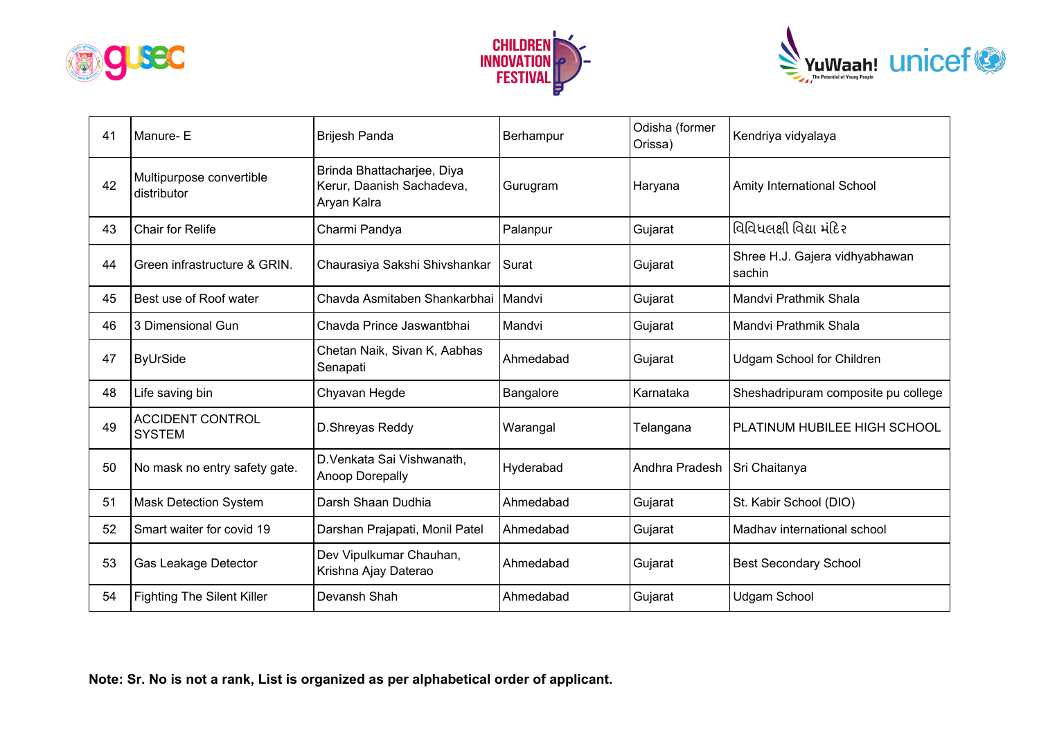| 41 | Manure- E | Brijesh Panda | Berhampur | Odisha (former Orissa) | Kendriya vidyalaya |
|---|---|---|---|---|---|
| 42 | Multipurpose convertible distributor | Brinda Bhattacharjee, Diya Kerur, Daanish Sachadeva, Aryan Kalra | Gurugram | Haryana | Amity International School |
| 43 | Chair for Relife | Charmi Pandya | Palanpur | Gujarat | વિવિધલક્ષી વિદ્યા મંદિર |
| 44 | Green infrastructure & GRIN. | Chaurasiya Sakshi Shivshankar | Surat | Gujarat | Shree H.J. Gajera vidhyabhawan sachin |
| 45 | Best use of Roof water | Chavda Asmitaben Shankarbhai | Mandvi | Gujarat | Mandvi Prathmik Shala |
| 46 | 3 Dimensional Gun | Chavda Prince Jaswantbhai | Mandvi | Gujarat | Mandvi Prathmik Shala |
| 47 | ByUrSide | Chetan Naik, Sivan K, Aabhas Senapati | Ahmedabad | Gujarat | Udgam School for Children |
| 48 | Life saving bin | Chyavan Hegde | Bangalore | Karnataka | Sheshadripuram composite pu college |
| 49 | ACCIDENT CONTROL SYSTEM | D.Shreyas Reddy | Warangal | Telangana | PLATINUM HUBILEE HIGH SCHOOL |
| 50 | No mask no entry safety gate. | D.Venkata Sai Vishwanath, Anoop Dorepally | Hyderabad | Andhra Pradesh | Sri Chaitanya |
| 51 | Mask Detection System | Darsh Shaan Dudhia | Ahmedabad | Gujarat | St. Kabir School (DIO) |
| 52 | Smart waiter for covid 19 | Darshan Prajapati, Monil Patel | Ahmedabad | Gujarat | Madhav international school |
| 53 | Gas Leakage Detector | Dev Vipulkumar Chauhan, Krishna Ajay Daterao | Ahmedabad | Gujarat | Best Secondary School |
| 54 | Fighting The Silent Killer | Devansh Shah | Ahmedabad | Gujarat | Udgam School |

**Note: Sr. No is not a rank, List is organized as per alphabetical order of applicant.**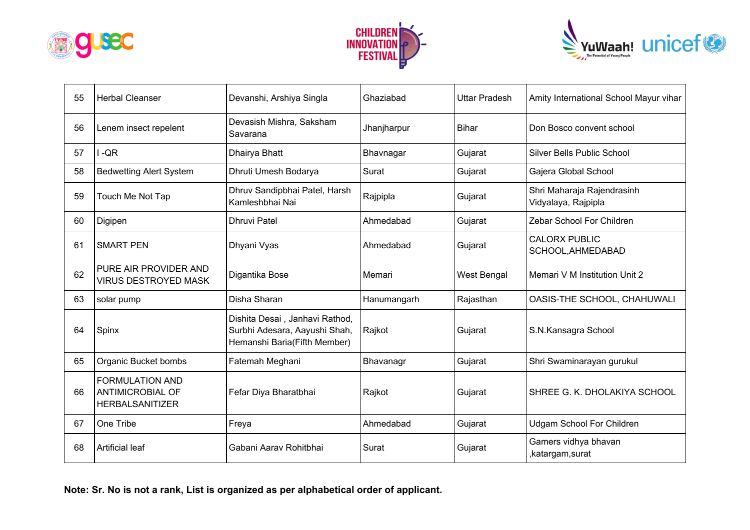| 55 | Herbal Cleanser | Devanshi, Arshiya Singla | Ghaziabad | Uttar Pradesh | Amity International School Mayur vihar |
|---|---|---|---|---|---|
| 56 | Lenem insect repelent | Devasish Mishra, Saksham Savarana | Jhanjharpur | Bihar | Don Bosco convent school |
| 57 | I -QR | Dhairya Bhatt | Bhavnagar | Gujarat | Silver Bells Public School |
| 58 | Bedwetting Alert System | Dhruti Umesh Bodarya | Surat | Gujarat | Gajera Global School |
| 59 | Touch Me Not Tap | Dhruv Sandipbhai Patel, Harsh Kamleshbhai Nai | Rajpipla | Gujarat | Shri Maharaja Rajendrasinh Vidyalaya, Rajpipla |
| 60 | Digipen | Dhruvi Patel | Ahmedabad | Gujarat | Zebar School For Children |
| 61 | SMART PEN | Dhyani Vyas | Ahmedabad | Gujarat | CALORX PUBLIC SCHOOL,AHMEDABAD |
| 62 | PURE AIR PROVIDER AND VIRUS DESTROYED MASK | Digantika Bose | Memari | West Bengal | Memari V M Institution Unit 2 |
| 63 | solar pump | Disha Sharan | Hanumangarh | Rajasthan | OASIS-THE SCHOOL, CHAHUWALI |
| 64 | Spinx | Dishita Desai , Janhavi Rathod, Surbhi Adesara, Aayushi Shah, Hemanshi Baria(Fifth Member) | Rajkot | Gujarat | S.N.Kansagra School |
| 65 | Organic Bucket bombs | Fatemah Meghani | Bhavanagr | Gujarat | Shri Swaminarayan gurukul |
| 66 | FORMULATION AND ANTIMICROBIAL OF HERBALSANITIZER | Fefar Diya Bharatbhai | Rajkot | Gujarat | SHREE G. K. DHOLAKIYA SCHOOL |
| 67 | One Tribe | Freya | Ahmedabad | Gujarat | Udgam School For Children |
| 68 | Artificial leaf | Gabani Aarav Rohitbhai | Surat | Gujarat | Gamers vidhya bhavan ,katargam,surat |

**Note: Sr. No is not a rank, List is organized as per alphabetical order of applicant.**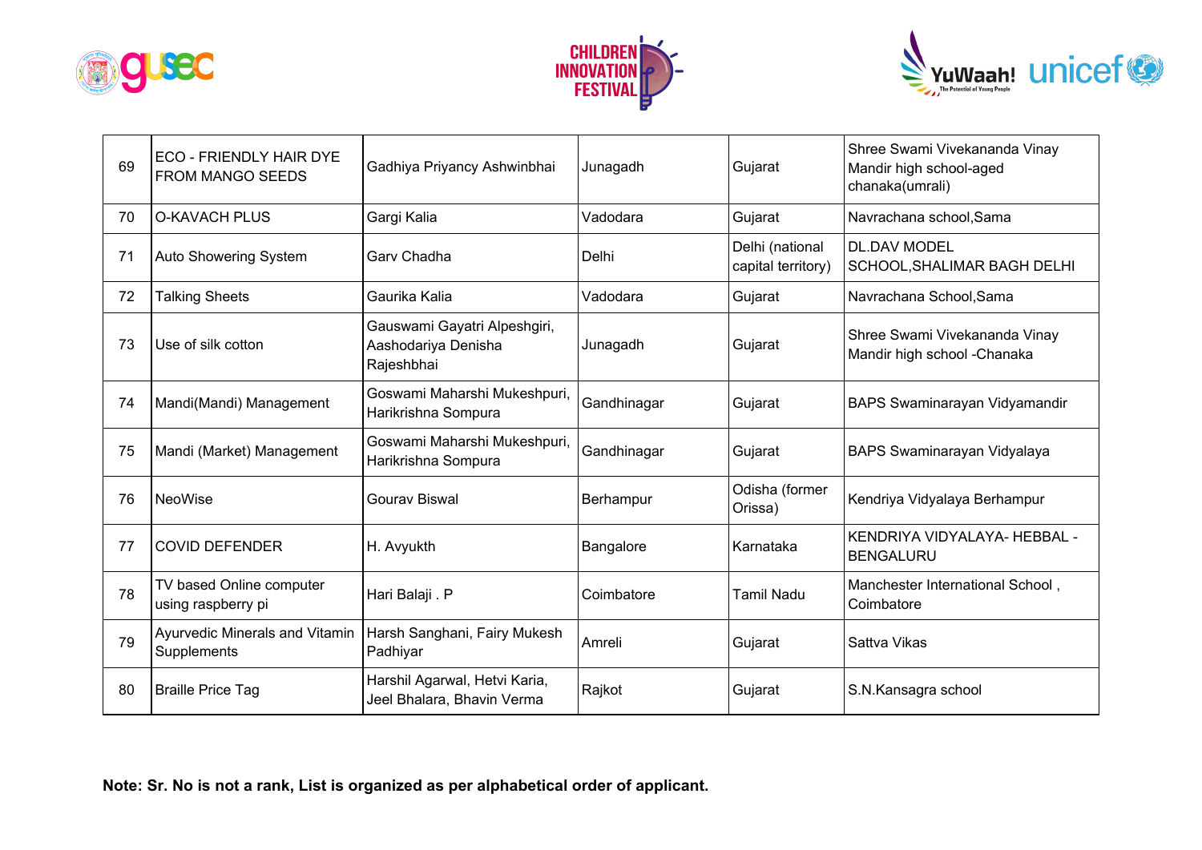| 69 | ECO - FRIENDLY HAIR DYE FROM MANGO SEEDS | Gadhiya Priyancy Ashwinbhai | Junagadh | Gujarat | Shree Swami Vivekananda Vinay Mandir high school-aged chanaka(umrali) |
|---|---|---|---|---|---|
| 70 | O-KAVACH PLUS | Gargi Kalia | Vadodara | Gujarat | Navrachana school,Sama |
| 71 | Auto Showering System | Garv Chadha | Delhi | Delhi (national capital territory) | DL.DAV MODEL SCHOOL,SHALIMAR BAGH DELHI |
| 72 | Talking Sheets | Gaurika Kalia | Vadodara | Gujarat | Navrachana School,Sama |
| 73 | Use of silk cotton | Gauswami Gayatri Alpeshgiri, Aashodariya Denisha Rajeshbhai | Junagadh | Gujarat | Shree Swami Vivekananda Vinay Mandir high school -Chanaka |
| 74 | Mandi(Mandi) Management | Goswami Maharshi Mukeshpuri, Harikrishna Sompura | Gandhinagar | Gujarat | BAPS Swaminarayan Vidyamandir |
| 75 | Mandi (Market) Management | Goswami Maharshi Mukeshpuri, Harikrishna Sompura | Gandhinagar | Gujarat | BAPS Swaminarayan Vidyalaya |
| 76 | NeoWise | Gourav Biswal | Berhampur | Odisha (former Orissa) | Kendriya Vidyalaya Berhampur |
| 77 | COVID DEFENDER | H. Avyukth | Bangalore | Karnataka | KENDRIYA VIDYALAYA- HEBBAL - BENGALURU |
| 78 | TV based Online computer using raspberry pi | Hari Balaji . P | Coimbatore | Tamil Nadu | Manchester International School , Coimbatore |
| 79 | Ayurvedic Minerals and Vitamin Supplements | Harsh Sanghani, Fairy Mukesh Padhiyar | Amreli | Gujarat | Sattva Vikas |
| 80 | Braille Price Tag | Harshil Agarwal, Hetvi Karia, Jeel Bhalara, Bhavin Verma | Rajkot | Gujarat | S.N.Kansagra school |

**Note: Sr. No is not a rank, List is organized as per alphabetical order of applicant.**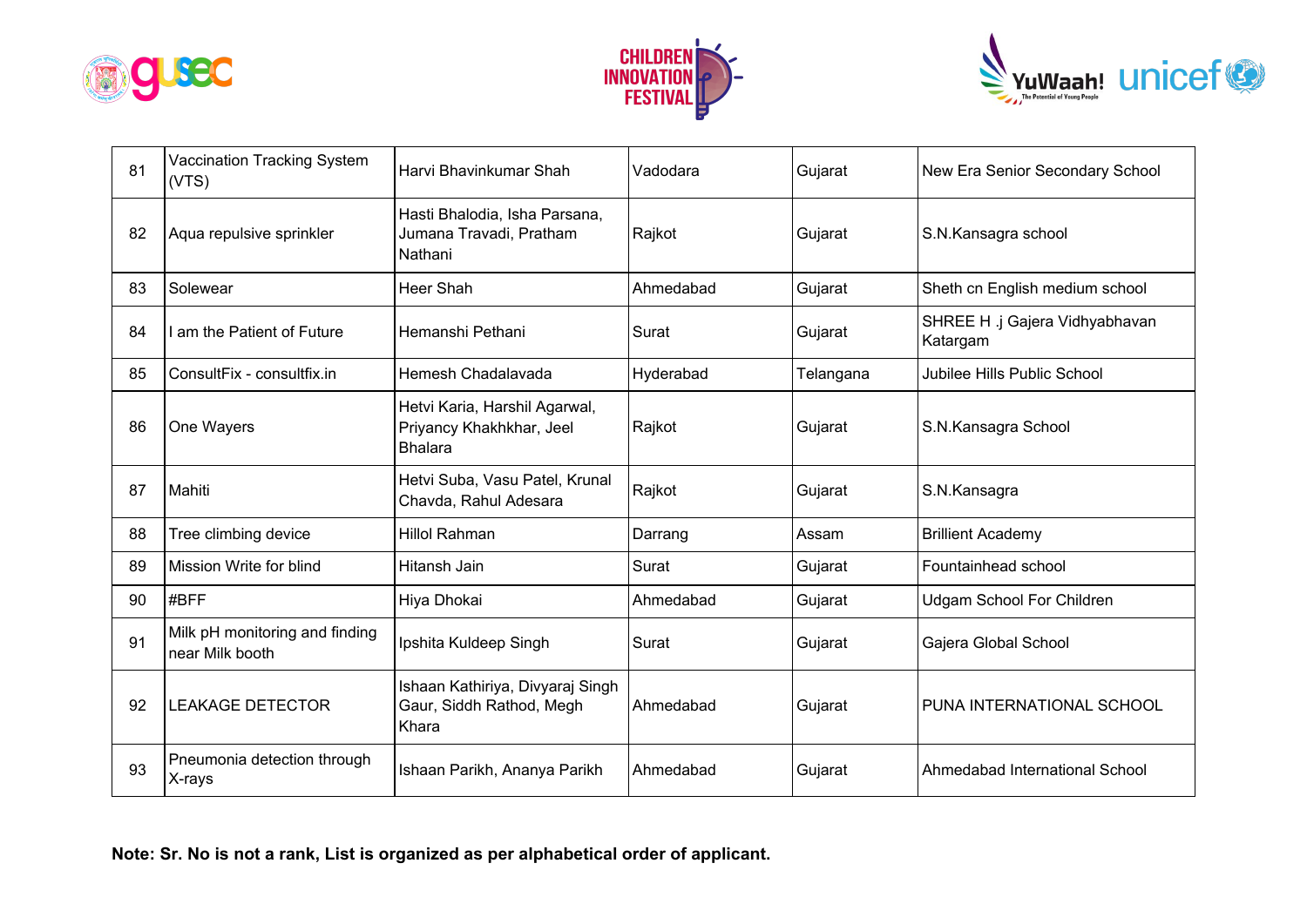| 81 | Vaccination Tracking System (VTS) | Harvi Bhavinkumar Shah | Vadodara | Gujarat | New Era Senior Secondary School |
|---|---|---|---|---|---|
| 82 | Aqua repulsive sprinkler | Hasti Bhalodia, Isha Parsana, Jumana Travadi, Pratham Nathani | Rajkot | Gujarat | S.N.Kansagra school |
| 83 | Solewear | Heer Shah | Ahmedabad | Gujarat | Sheth cn English medium school |
| 84 | I am the Patient of Future | Hemanshi Pethani | Surat | Gujarat | SHREE H .j Gajera Vidhyabhavan Katargam |
| 85 | ConsultFix - consultfix.in | Hemesh Chadalavada | Hyderabad | Telangana | Jubilee Hills Public School |
| 86 | One Wayers | Hetvi Karia, Harshil Agarwal, Priyancy Khakhkhar, Jeel Bhalara | Rajkot | Gujarat | S.N.Kansagra School |
| 87 | Mahiti | Hetvi Suba, Vasu Patel, Krunal Chavda, Rahul Adesara | Rajkot | Gujarat | S.N.Kansagra |
| 88 | Tree climbing device | Hillol Rahman | Darrang | Assam | Brillient Academy |
| 89 | Mission Write for blind | Hitansh Jain | Surat | Gujarat | Fountainhead school |
| 90 | #BFF | Hiya Dhokai | Ahmedabad | Gujarat | Udgam School For Children |
| 91 | Milk pH monitoring and finding near Milk booth | Ipshita Kuldeep Singh | Surat | Gujarat | Gajera Global School |
| 92 | LEAKAGE DETECTOR | Ishaan Kathiriya, Divyaraj Singh Gaur, Siddh Rathod, Megh Khara | Ahmedabad | Gujarat | PUNA INTERNATIONAL SCHOOL |
| 93 | Pneumonia detection through X-rays | Ishaan Parikh, Ananya Parikh | Ahmedabad | Gujarat | Ahmedabad International School |

**Note: Sr. No is not a rank, List is organized as per alphabetical order of applicant.**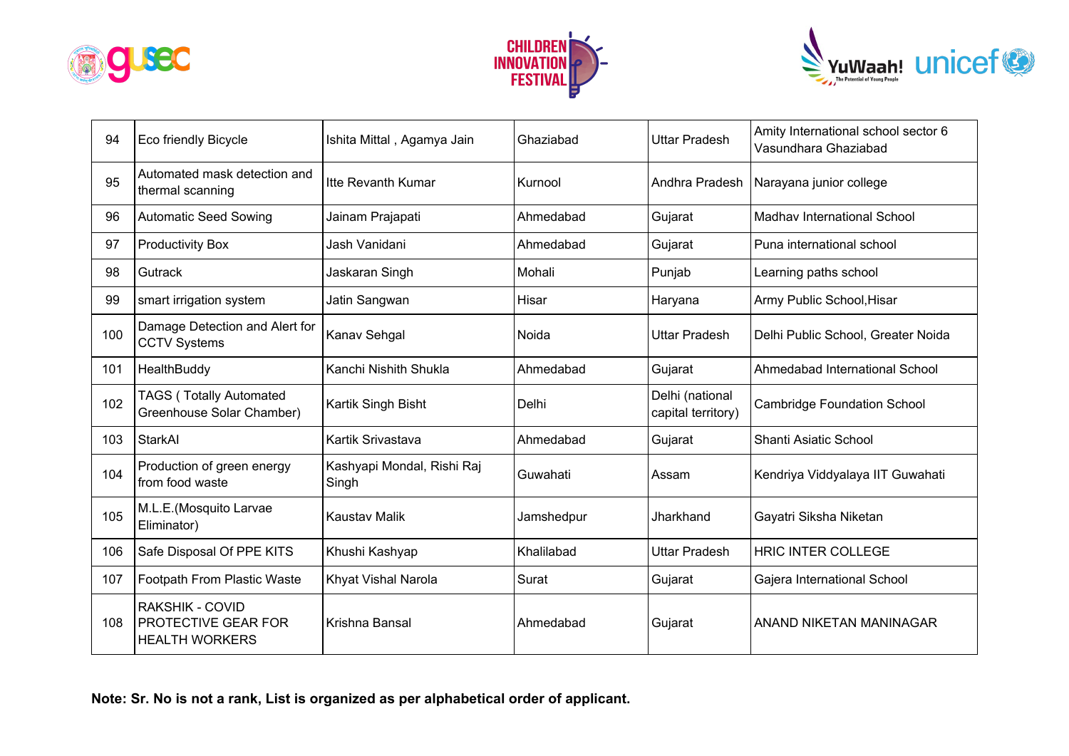| 94 | Eco friendly Bicycle | Ishita Mittal , Agamya Jain | Ghaziabad | Uttar Pradesh | Amity International school sector 6 Vasundhara Ghaziabad |
|---|---|---|---|---|---|
| 95 | Automated mask detection and thermal scanning | Itte Revanth Kumar | Kurnool | Andhra Pradesh | Narayana junior college |
| 96 | Automatic Seed Sowing | Jainam Prajapati | Ahmedabad | Gujarat | Madhav International School |
| 97 | Productivity Box | Jash Vanidani | Ahmedabad | Gujarat | Puna international school |
| 98 | Gutrack | Jaskaran Singh | Mohali | Punjab | Learning paths school |
| 99 | smart irrigation system | Jatin Sangwan | Hisar | Haryana | Army Public School,Hisar |
| 100 | Damage Detection and Alert for CCTV Systems | Kanav Sehgal | Noida | Uttar Pradesh | Delhi Public School, Greater Noida |
| 101 | HealthBuddy | Kanchi Nishith Shukla | Ahmedabad | Gujarat | Ahmedabad International School |
| 102 | TAGS ( Totally Automated Greenhouse Solar Chamber) | Kartik Singh Bisht | Delhi | Delhi (national capital territory) | Cambridge Foundation School |
| 103 | StarkAI | Kartik Srivastava | Ahmedabad | Gujarat | Shanti Asiatic School |
| 104 | Production of green energy from food waste | Kashyapi Mondal, Rishi Raj Singh | Guwahati | Assam | Kendriya Viddyalaya IIT Guwahati |
| 105 | M.L.E.(Mosquito Larvae Eliminator) | Kaustav Malik | Jamshedpur | Jharkhand | Gayatri Siksha Niketan |
| 106 | Safe Disposal Of PPE KITS | Khushi Kashyap | Khalilabad | Uttar Pradesh | HRIC INTER COLLEGE |
| 107 | Footpath From Plastic Waste | Khyat Vishal Narola | Surat | Gujarat | Gajera International School |
| 108 | RAKSHIK - COVID PROTECTIVE GEAR FOR HEALTH WORKERS | Krishna Bansal | Ahmedabad | Gujarat | ANAND NIKETAN MANINAGAR |

**Note: Sr. No is not a rank, List is organized as per alphabetical order of applicant.**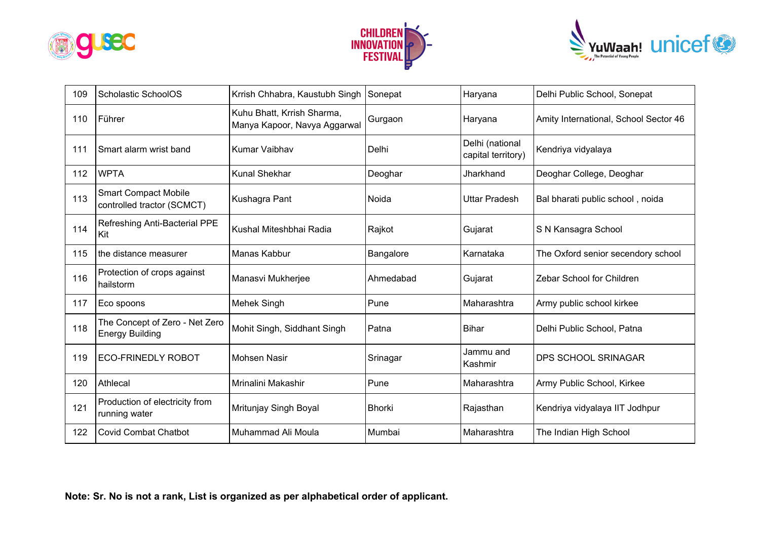| | | | | | |
|---|---|---|---|---|---|
| 109 | Scholastic SchoolOS | Krrish Chhabra, Kaustubh Singh | Sonepat | Haryana | Delhi Public School, Sonepat |
| 110 | Führer | Kuhu Bhatt, Krrish Sharma, Manya Kapoor, Navya Aggarwal | Gurgaon | Haryana | Amity International, School Sector 46 |
| 111 | Smart alarm wrist band | Kumar Vaibhav | Delhi | Delhi (national capital territory) | Kendriya vidyalaya |
| 112 | WPTA | Kunal Shekhar | Deoghar | Jharkhand | Deoghar College, Deoghar |
| 113 | Smart Compact Mobile controlled tractor (SCMCT) | Kushagra Pant | Noida | Uttar Pradesh | Bal bharati public school , noida |
| 114 | Refreshing Anti-Bacterial PPE Kit | Kushal Miteshbhai Radia | Rajkot | Gujarat | S N Kansagra School |
| 115 | the distance measurer | Manas Kabbur | Bangalore | Karnataka | The Oxford senior secendory school |
| 116 | Protection of crops against hailstorm | Manasvi Mukherjee | Ahmedabad | Gujarat | Zebar School for Children |
| 117 | Eco spoons | Mehek Singh | Pune | Maharashtra | Army public school kirkee |
| 118 | The Concept of Zero - Net Zero Energy Building | Mohit Singh, Siddhant Singh | Patna | Bihar | Delhi Public School, Patna |
| 119 | ECO-FRINEDLY ROBOT | Mohsen Nasir | Srinagar | Jammu and Kashmir | DPS SCHOOL SRINAGAR |
| 120 | Athlecal | Mrinalini Makashir | Pune | Maharashtra | Army Public School, Kirkee |
| 121 | Production of electricity from running water | Mritunjay Singh Boyal | Bhorki | Rajasthan | Kendriya vidyalaya IIT Jodhpur |
| 122 | Covid Combat Chatbot | Muhammad Ali Moula | Mumbai | Maharashtra | The Indian High School |

**Note: Sr. No is not a rank, List is organized as per alphabetical order of applicant.**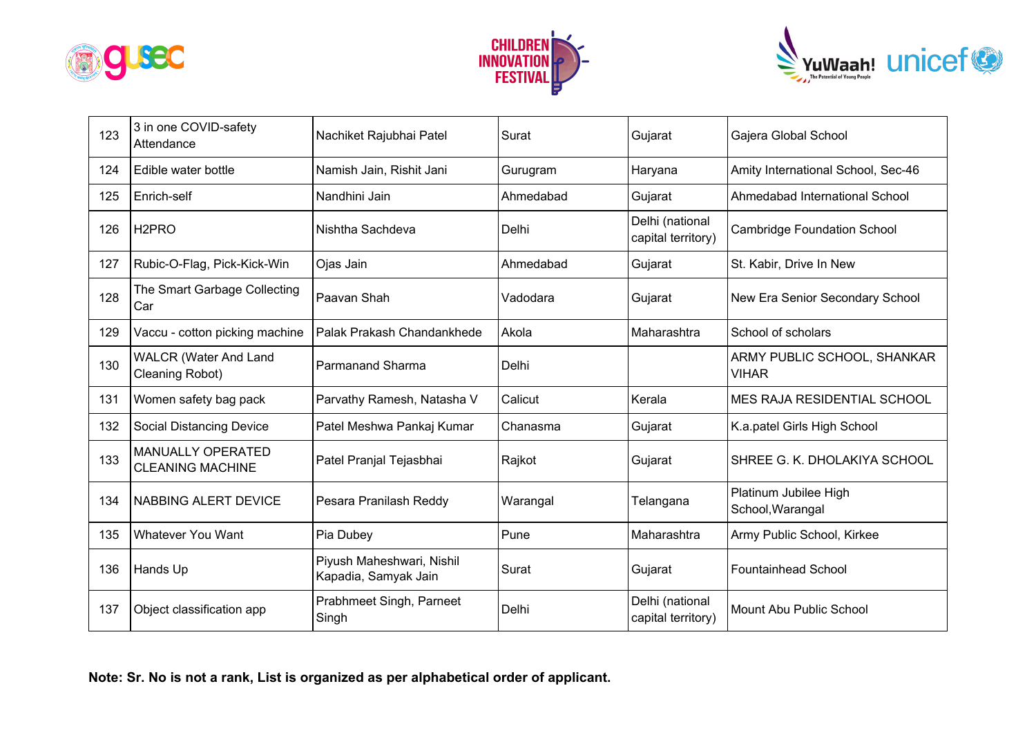| | | | | | |
|---|---|---|---|---|---|
| 123 | 3 in one COVID-safety Attendance | Nachiket Rajubhai Patel | Surat | Gujarat | Gajera Global School |
| 124 | Edible water bottle | Namish Jain, Rishit Jani | Gurugram | Haryana | Amity International School, Sec-46 |
| 125 | Enrich-self | Nandhini Jain | Ahmedabad | Gujarat | Ahmedabad International School |
| 126 | H2PRO | Nishtha Sachdeva | Delhi | Delhi (national capital territory) | Cambridge Foundation School |
| 127 | Rubic-O-Flag, Pick-Kick-Win | Ojas Jain | Ahmedabad | Gujarat | St. Kabir, Drive In New |
| 128 | The Smart Garbage Collecting Car | Paavan Shah | Vadodara | Gujarat | New Era Senior Secondary School |
| 129 | Vaccu - cotton picking machine | Palak Prakash Chandankhede | Akola | Maharashtra | School of scholars |
| 130 | WALCR (Water And Land Cleaning Robot) | Parmanand Sharma | Delhi | | ARMY PUBLIC SCHOOL, SHANKAR VIHAR |
| 131 | Women safety bag pack | Parvathy Ramesh, Natasha V | Calicut | Kerala | MES RAJA RESIDENTIAL SCHOOL |
| 132 | Social Distancing Device | Patel Meshwa Pankaj Kumar | Chanasma | Gujarat | K.a.patel Girls High School |
| 133 | MANUALLY OPERATED CLEANING MACHINE | Patel Pranjal Tejasbhai | Rajkot | Gujarat | SHREE G. K. DHOLAKIYA SCHOOL |
| 134 | NABBING ALERT DEVICE | Pesara Pranilash Reddy | Warangal | Telangana | Platinum Jubilee High School,Warangal |
| 135 | Whatever You Want | Pia Dubey | Pune | Maharashtra | Army Public School, Kirkee |
| 136 | Hands Up | Piyush Maheshwari, Nishil Kapadia, Samyak Jain | Surat | Gujarat | Fountainhead School |
| 137 | Object classification app | Prabhmeet Singh, Parneet Singh | Delhi | Delhi (national capital territory) | Mount Abu Public School |

**Note: Sr. No is not a rank, List is organized as per alphabetical order of applicant.**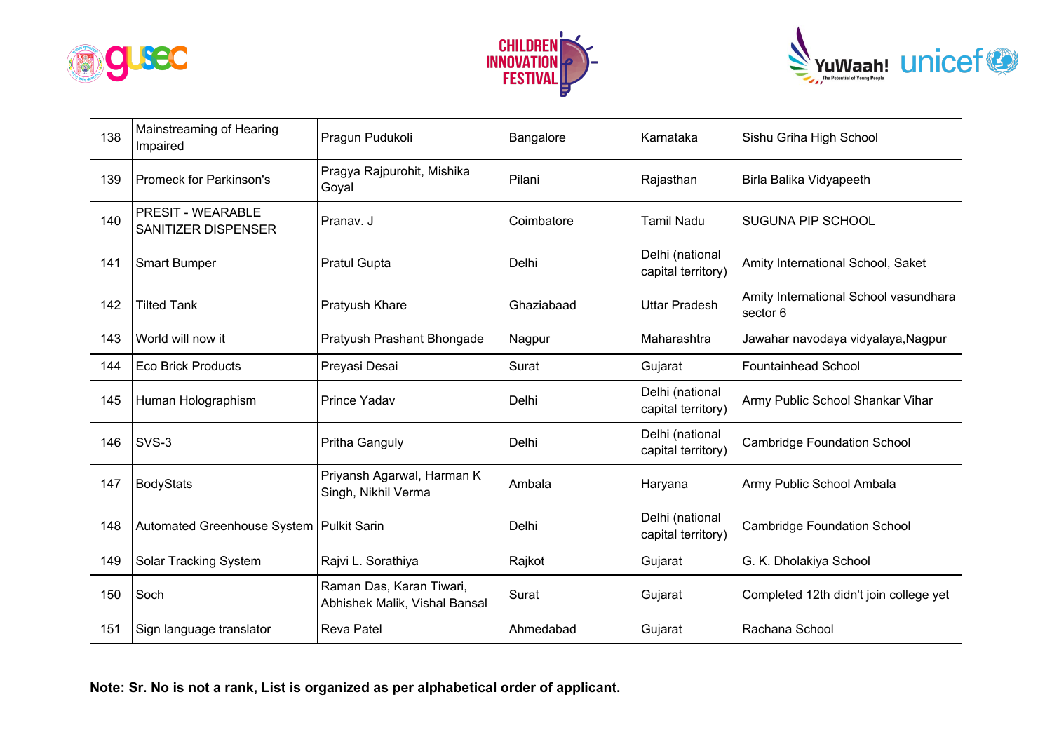| | | | | | |
|---|---|---|---|---|---|
| 138 | Mainstreaming of Hearing Impaired | Pragun Pudukoli | Bangalore | Karnataka | Sishu Griha High School |
| 139 | Promeck for Parkinson's | Pragya Rajpurohit, Mishika Goyal | Pilani | Rajasthan | Birla Balika Vidyapeeth |
| 140 | PRESIT - WEARABLE SANITIZER DISPENSER | Pranav. J | Coimbatore | Tamil Nadu | SUGUNA PIP SCHOOL |
| 141 | Smart Bumper | Pratul Gupta | Delhi | Delhi (national capital territory) | Amity International School, Saket |
| 142 | Tilted Tank | Pratyush Khare | Ghaziabaad | Uttar Pradesh | Amity International School vasundhara sector 6 |
| 143 | World will now it | Pratyush Prashant Bhongade | Nagpur | Maharashtra | Jawahar navodaya vidyalaya,Nagpur |
| 144 | Eco Brick Products | Preyasi Desai | Surat | Gujarat | Fountainhead School |
| 145 | Human Holographism | Prince Yadav | Delhi | Delhi (national capital territory) | Army Public School Shankar Vihar |
| 146 | SVS-3 | Pritha Ganguly | Delhi | Delhi (national capital territory) | Cambridge Foundation School |
| 147 | BodyStats | Priyansh Agarwal, Harman K Singh, Nikhil Verma | Ambala | Haryana | Army Public School Ambala |
| 148 | Automated Greenhouse System | Pulkit Sarin | Delhi | Delhi (national capital territory) | Cambridge Foundation School |
| 149 | Solar Tracking System | Rajvi L. Sorathiya | Rajkot | Gujarat | G. K. Dholakiya School |
| 150 | Soch | Raman Das, Karan Tiwari, Abhishek Malik, Vishal Bansal | Surat | Gujarat | Completed 12th didn't join college yet |
| 151 | Sign language translator | Reva Patel | Ahmedabad | Gujarat | Rachana School |

**Note: Sr. No is not a rank, List is organized as per alphabetical order of applicant.**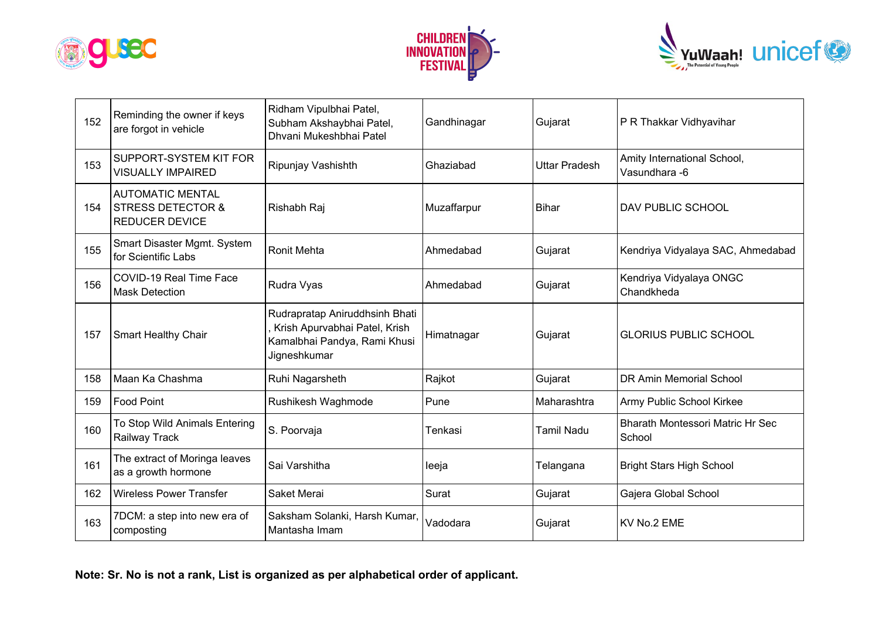| 152 | Reminding the owner if keys are forgot in vehicle | Ridham Vipulbhai Patel, Subham Akshaybhai Patel, Dhvani Mukeshbhai Patel | Gandhinagar | Gujarat | P R Thakkar Vidhyavihar |
|---|---|---|---|---|---|
| 153 | SUPPORT-SYSTEM KIT FOR VISUALLY IMPAIRED | Ripunjay Vashishth | Ghaziabad | Uttar Pradesh | Amity International School, Vasundhara -6 |
| 154 | AUTOMATIC MENTAL STRESS DETECTOR & REDUCER DEVICE | Rishabh Raj | Muzaffarpur | Bihar | DAV PUBLIC SCHOOL |
| 155 | Smart Disaster Mgmt. System for Scientific Labs | Ronit Mehta | Ahmedabad | Gujarat | Kendriya Vidyalaya SAC, Ahmedabad |
| 156 | COVID-19 Real Time Face Mask Detection | Rudra Vyas | Ahmedabad | Gujarat | Kendriya Vidyalaya ONGC Chandkheda |
| 157 | Smart Healthy Chair | Rudrapratap Aniruddhsinh Bhati , Krish Apurvabhai Patel, Krish Kamalbhai Pandya, Rami Khusi Jigneshkumar | Himatnagar | Gujarat | GLORIUS PUBLIC SCHOOL |
| 158 | Maan Ka Chashma | Ruhi Nagarsheth | Rajkot | Gujarat | DR Amin Memorial School |
| 159 | Food Point | Rushikesh Waghmode | Pune | Maharashtra | Army Public School Kirkee |
| 160 | To Stop Wild Animals Entering Railway Track | S. Poorvaja | Tenkasi | Tamil Nadu | Bharath Montessori Matric Hr Sec School |
| 161 | The extract of Moringa leaves as a growth hormone | Sai Varshitha | Ieeja | Telangana | Bright Stars High School |
| 162 | Wireless Power Transfer | Saket Merai | Surat | Gujarat | Gajera Global School |
| 163 | 7DCM: a step into new era of composting | Saksham Solanki, Harsh Kumar, Mantasha Imam | Vadodara | Gujarat | KV No.2 EME |

**Note: Sr. No is not a rank, List is organized as per alphabetical order of applicant.**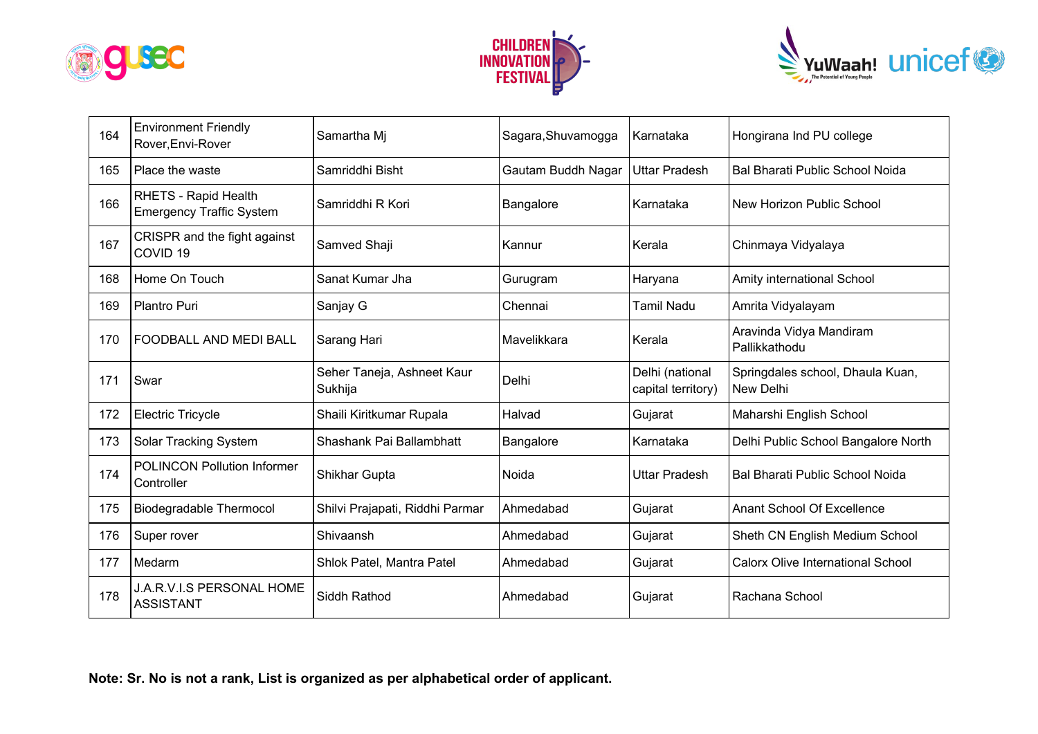| 164 | Environment Friendly Rover,Envi-Rover | Samartha Mj | Sagara,Shuvamogga | Karnataka | Hongirana Ind PU college |
|---|---|---|---|---|---|
| 165 | Place the waste | Samriddhi Bisht | Gautam Buddh Nagar | Uttar Pradesh | Bal Bharati Public School Noida |
| 166 | RHETS - Rapid Health Emergency Traffic System | Samriddhi R Kori | Bangalore | Karnataka | New Horizon Public School |
| 167 | CRISPR and the fight against COVID 19 | Samved Shaji | Kannur | Kerala | Chinmaya Vidyalaya |
| 168 | Home On Touch | Sanat Kumar Jha | Gurugram | Haryana | Amity international School |
| 169 | Plantro Puri | Sanjay G | Chennai | Tamil Nadu | Amrita Vidyalayam |
| 170 | FOODBALL AND MEDI BALL | Sarang Hari | Mavelikkara | Kerala | Aravinda Vidya Mandiram Pallikkathodu |
| 171 | Swar | Seher Taneja, Ashneet Kaur Sukhija | Delhi | Delhi (national capital territory) | Springdales school, Dhaula Kuan, New Delhi |
| 172 | Electric Tricycle | Shaili Kiritkumar Rupala | Halvad | Gujarat | Maharshi English School |
| 173 | Solar Tracking System | Shashank Pai Ballambhatt | Bangalore | Karnataka | Delhi Public School Bangalore North |
| 174 | POLINCON Pollution Informer Controller | Shikhar Gupta | Noida | Uttar Pradesh | Bal Bharati Public School Noida |
| 175 | Biodegradable Thermocol | Shilvi Prajapati, Riddhi Parmar | Ahmedabad | Gujarat | Anant School Of Excellence |
| 176 | Super rover | Shivaansh | Ahmedabad | Gujarat | Sheth CN English Medium School |
| 177 | Medarm | Shlok Patel, Mantra Patel | Ahmedabad | Gujarat | Calorx Olive International School |
| 178 | J.A.R.V.I.S PERSONAL HOME ASSISTANT | Siddh Rathod | Ahmedabad | Gujarat | Rachana School |

**Note: Sr. No is not a rank, List is organized as per alphabetical order of applicant.**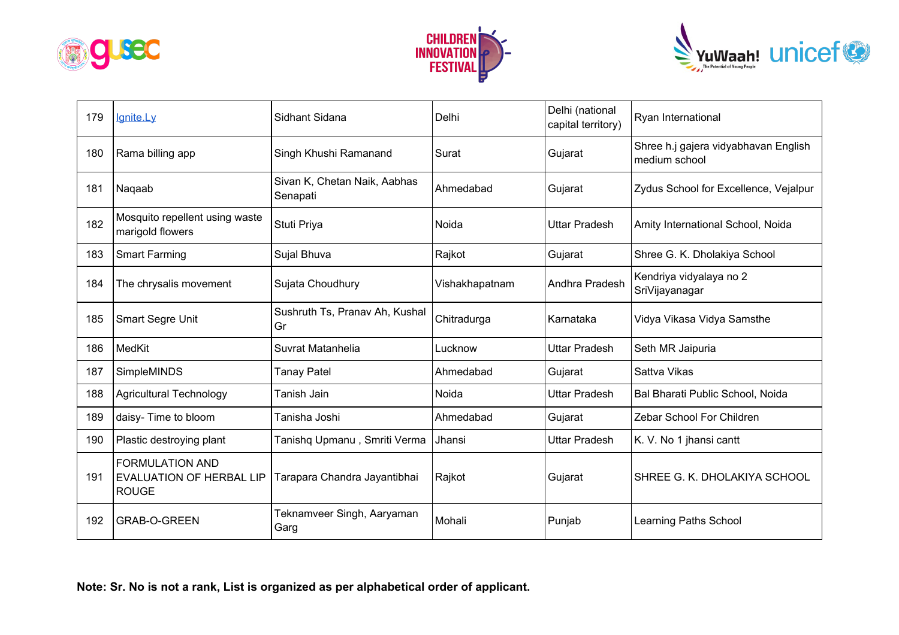| 179 | Ignite.Ly | Sidhant Sidana | Delhi | Delhi (national capital territory) | Ryan International |
|---|---|---|---|---|---|
| 180 | Rama billing app | Singh Khushi Ramanand | Surat | Gujarat | Shree h.j gajera vidyabhavan English medium school |
| 181 | Naqaab | Sivan K, Chetan Naik, Aabhas Senapati | Ahmedabad | Gujarat | Zydus School for Excellence, Vejalpur |
| 182 | Mosquito repellent using waste marigold flowers | Stuti Priya | Noida | Uttar Pradesh | Amity International School, Noida |
| 183 | Smart Farming | Sujal Bhuva | Rajkot | Gujarat | Shree G. K. Dholakiya School |
| 184 | The chrysalis movement | Sujata Choudhury | Vishakhapatnam | Andhra Pradesh | Kendriya vidyalaya no 2 SriVijayanagar |
| 185 | Smart Segre Unit | Sushruth Ts, Pranav Ah, Kushal Gr | Chitradurga | Karnataka | Vidya Vikasa Vidya Samsthe |
| 186 | MedKit | Suvrat Matanhelia | Lucknow | Uttar Pradesh | Seth MR Jaipuria |
| 187 | SimpleMINDS | Tanay Patel | Ahmedabad | Gujarat | Sattva Vikas |
| 188 | Agricultural Technology | Tanish Jain | Noida | Uttar Pradesh | Bal Bharati Public School, Noida |
| 189 | daisy- Time to bloom | Tanisha Joshi | Ahmedabad | Gujarat | Zebar School For Children |
| 190 | Plastic destroying plant | Tanishq Upmanu , Smriti Verma | Jhansi | Uttar Pradesh | K. V. No 1 jhansi cantt |
| 191 | FORMULATION AND EVALUATION OF HERBAL LIP ROUGE | Tarapara Chandra Jayantibhai | Rajkot | Gujarat | SHREE G. K. DHOLAKIYA SCHOOL |
| 192 | GRAB-O-GREEN | Teknamveer Singh, Aaryaman Garg | Mohali | Punjab | Learning Paths School |

**Note: Sr. No is not a rank, List is organized as per alphabetical order of applicant.**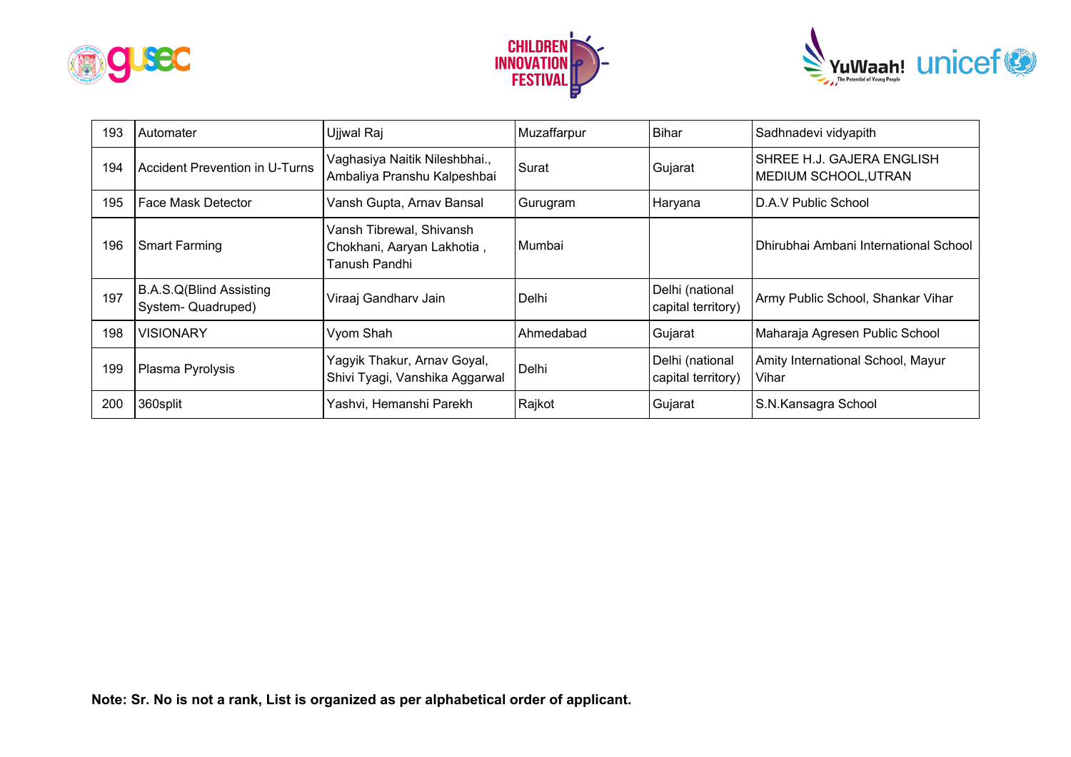| | | | | | |
|---|---|---|---|---|---|
| 193 | Automater | Ujjwal Raj | Muzaffarpur | Bihar | Sadhnadevi vidyapith |
| 194 | Accident Prevention in U-Turns | Vaghasiya Naitik Nileshbhai., Ambaliya Pranshu Kalpeshbai | Surat | Gujarat | SHREE H.J. GAJERA ENGLISH MEDIUM SCHOOL,UTRAN |
| 195 | Face Mask Detector | Vansh Gupta, Arnav Bansal | Gurugram | Haryana | D.A.V Public School |
| 196 | Smart Farming | Vansh Tibrewal, Shivansh Chokhani, Aaryan Lakhotia , Tanush Pandhi | Mumbai | | Dhirubhai Ambani International School |
| 197 | B.A.S.Q(Blind Assisting System- Quadruped) | Viraaj Gandharv Jain | Delhi | Delhi (national capital territory) | Army Public School, Shankar Vihar |
| 198 | VISIONARY | Vyom Shah | Ahmedabad | Gujarat | Maharaja Agresen Public School |
| 199 | Plasma Pyrolysis | Yagyik Thakur, Arnav Goyal, Shivi Tyagi, Vanshika Aggarwal | Delhi | Delhi (national capital territory) | Amity International School, Mayur Vihar |
| 200 | 360split | Yashvi, Hemanshi Parekh | Rajkot | Gujarat | S.N.Kansagra School |

**Note: Sr. No is not a rank, List is organized as per alphabetical order of applicant.**